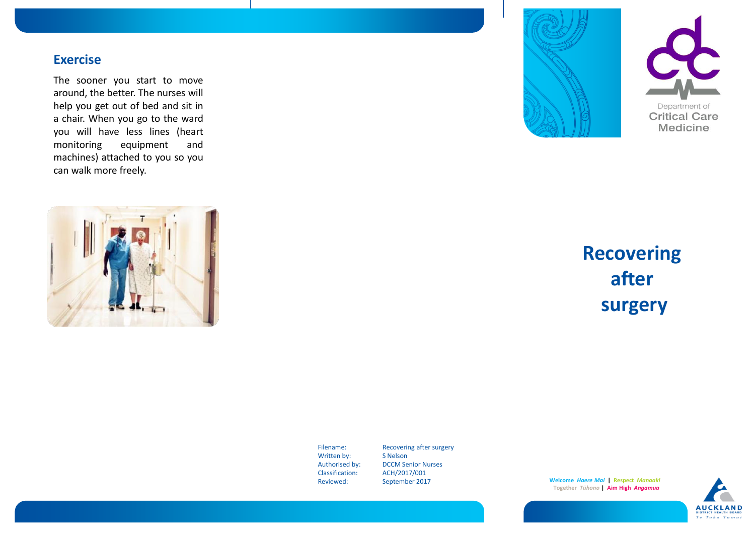## Exercise

The sooner you start to move around, the better. The nurses will help you get out of bed and sit in a chair. When you go to the ward you will have less lines (heart monitoring equipment and machines) attached to you so you can walk more freely.

| | |
|---|---|
| Filename: | Recovering after surgery |
| Written by: | S Nelson |
| Authorised by: | DCCM Senior Nurses |
| Classification: | ACH/2017/001 |
| Reviewed: | September 2017 |

Department of Critical Care Medicine

# Recovering after surgery

**Welcome** ***Haere Mai*** | **Respect** ***Manaaki*** **Together** ***Tūhono*** | **Aim High** ***Angamua***

AUCKLAND DISTRICT HEALTH BOARD Te Toka Tumai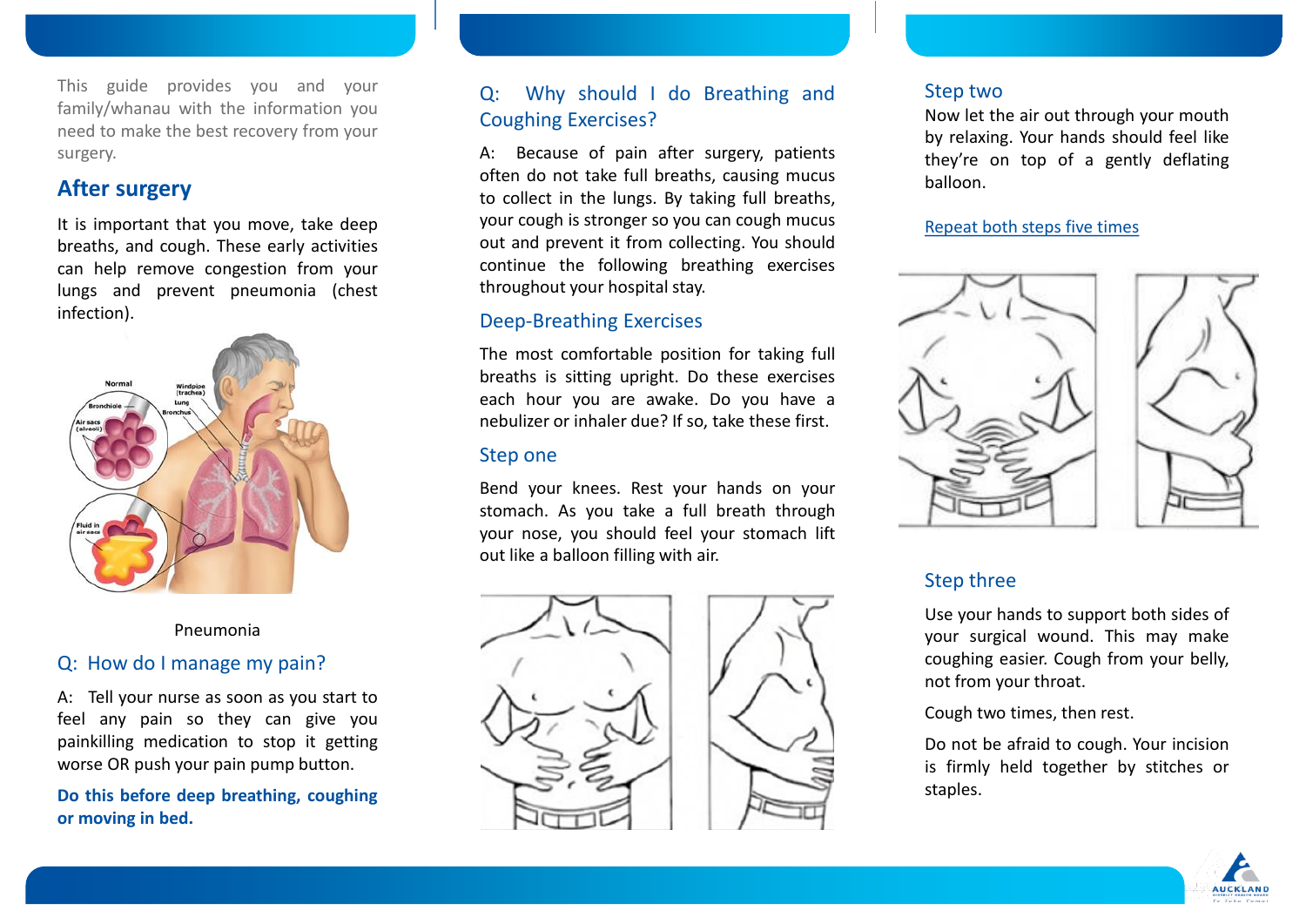This guide provides you and your family/whanau with the information you need to make the best recovery from your surgery.

## After surgery

It is important that you move, take deep breaths, and cough. These early activities can help remove congestion from your lungs and prevent pneumonia (chest infection).

Normal

Windpipe (trachea)

Bronchiole

Lung

Bronchus

Air sacs (alveoli)

Fluid in air sacs

Pneumonia

### Q: How do I manage my pain?

A: Tell your nurse as soon as you start to feel any pain so they can give you painkilling medication to stop it getting worse OR push your pain pump button.

**Do this before deep breathing, coughing or moving in bed.**

### Q: Why should I do Breathing and Coughing Exercises?

A: Because of pain after surgery, patients often do not take full breaths, causing mucus to collect in the lungs. By taking full breaths, your cough is stronger so you can cough mucus out and prevent it from collecting. You should continue the following breathing exercises throughout your hospital stay.

### Deep-Breathing Exercises

The most comfortable position for taking full breaths is sitting upright. Do these exercises each hour you are awake. Do you have a nebulizer or inhaler due? If so, take these first.

### Step one

Bend your knees. Rest your hands on your stomach. As you take a full breath through your nose, you should feel your stomach lift out like a balloon filling with air.

### Step two

Now let the air out through your mouth by relaxing. Your hands should feel like they're on top of a gently deflating balloon.

Repeat both steps five times

### Step three

Use your hands to support both sides of your surgical wound. This may make coughing easier. Cough from your belly, not from your throat.

Cough two times, then rest.

Do not be afraid to cough. Your incision is firmly held together by stitches or staples.

AUCKLAND DISTRICT HEALTH BOARD
Te Toka Tumai